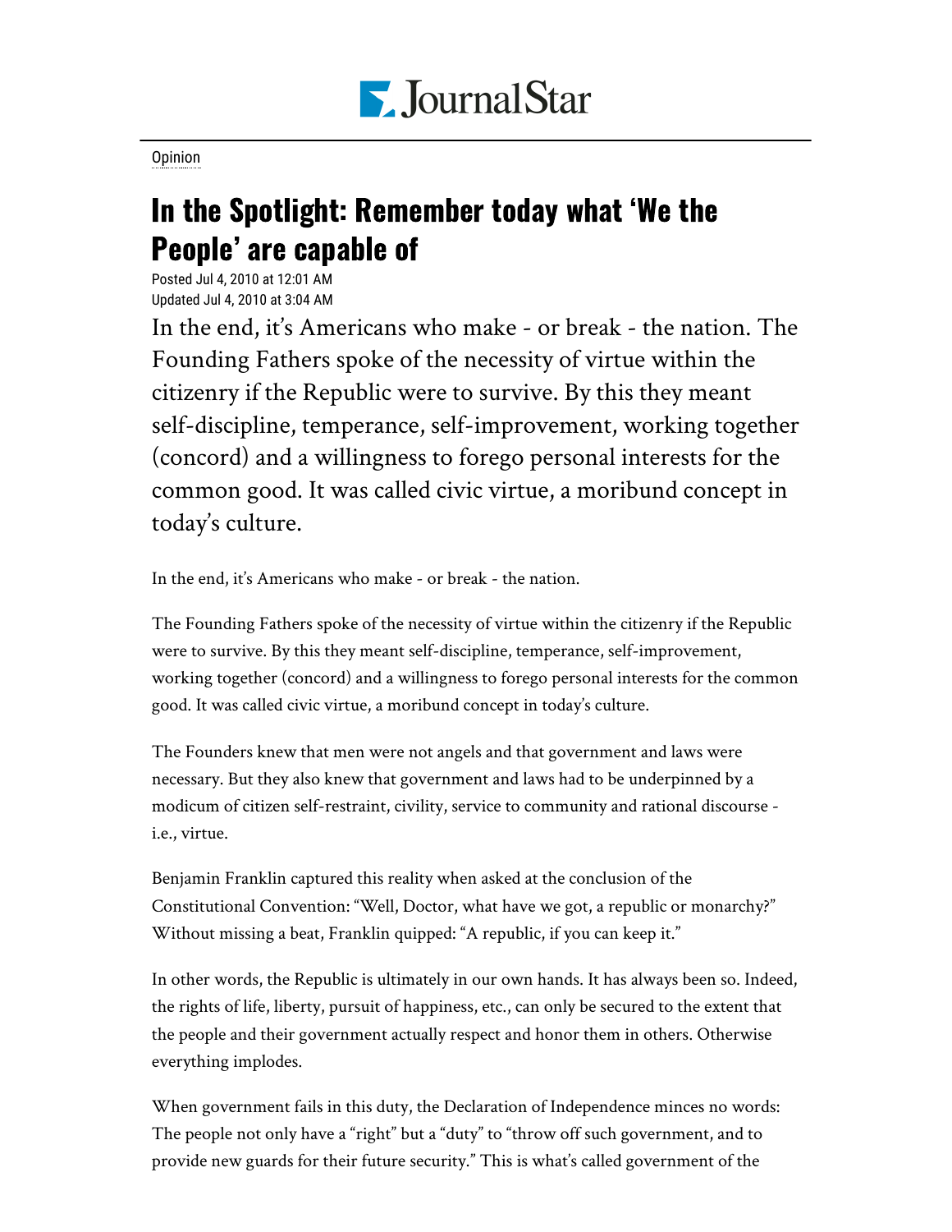Opinion

# In the Spotlight: Remember today what 'We the People' are capable of

Posted Jul 4, 2010 at 12:01 AM
Updated Jul 4, 2010 at 3:04 AM

In the end, it's Americans who make - or break - the nation. The Founding Fathers spoke of the necessity of virtue within the citizenry if the Republic were to survive. By this they meant self-discipline, temperance, self-improvement, working together (concord) and a willingness to forego personal interests for the common good. It was called civic virtue, a moribund concept in today's culture.

In the end, it's Americans who make - or break - the nation.

The Founding Fathers spoke of the necessity of virtue within the citizenry if the Republic were to survive. By this they meant self-discipline, temperance, self-improvement, working together (concord) and a willingness to forego personal interests for the common good. It was called civic virtue, a moribund concept in today's culture.

The Founders knew that men were not angels and that government and laws were necessary. But they also knew that government and laws had to be underpinned by a modicum of citizen self-restraint, civility, service to community and rational discourse - i.e., virtue.

Benjamin Franklin captured this reality when asked at the conclusion of the Constitutional Convention: "Well, Doctor, what have we got, a republic or monarchy?" Without missing a beat, Franklin quipped: "A republic, if you can keep it."

In other words, the Republic is ultimately in our own hands. It has always been so. Indeed, the rights of life, liberty, pursuit of happiness, etc., can only be secured to the extent that the people and their government actually respect and honor them in others. Otherwise everything implodes.

When government fails in this duty, the Declaration of Independence minces no words: The people not only have a "right" but a "duty" to "throw off such government, and to provide new guards for their future security." This is what's called government of the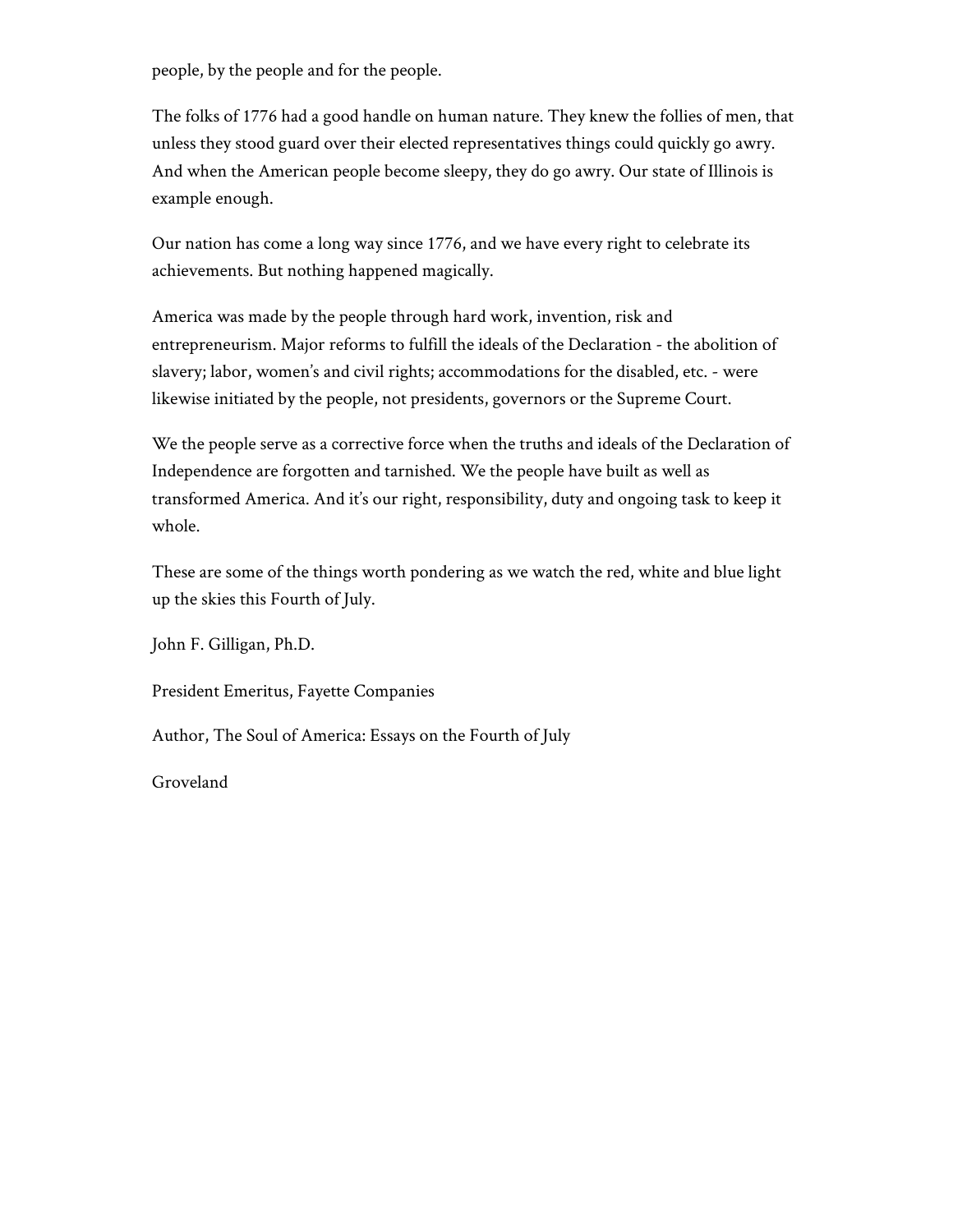people, by the people and for the people.

The folks of 1776 had a good handle on human nature. They knew the follies of men, that unless they stood guard over their elected representatives things could quickly go awry. And when the American people become sleepy, they do go awry. Our state of Illinois is example enough.

Our nation has come a long way since 1776, and we have every right to celebrate its achievements. But nothing happened magically.

America was made by the people through hard work, invention, risk and entrepreneurism. Major reforms to fulfill the ideals of the Declaration - the abolition of slavery; labor, women's and civil rights; accommodations for the disabled, etc. - were likewise initiated by the people, not presidents, governors or the Supreme Court.

We the people serve as a corrective force when the truths and ideals of the Declaration of Independence are forgotten and tarnished. We the people have built as well as transformed America. And it's our right, responsibility, duty and ongoing task to keep it whole.

These are some of the things worth pondering as we watch the red, white and blue light up the skies this Fourth of July.

John F. Gilligan, Ph.D.

President Emeritus, Fayette Companies

Author, The Soul of America: Essays on the Fourth of July

Groveland